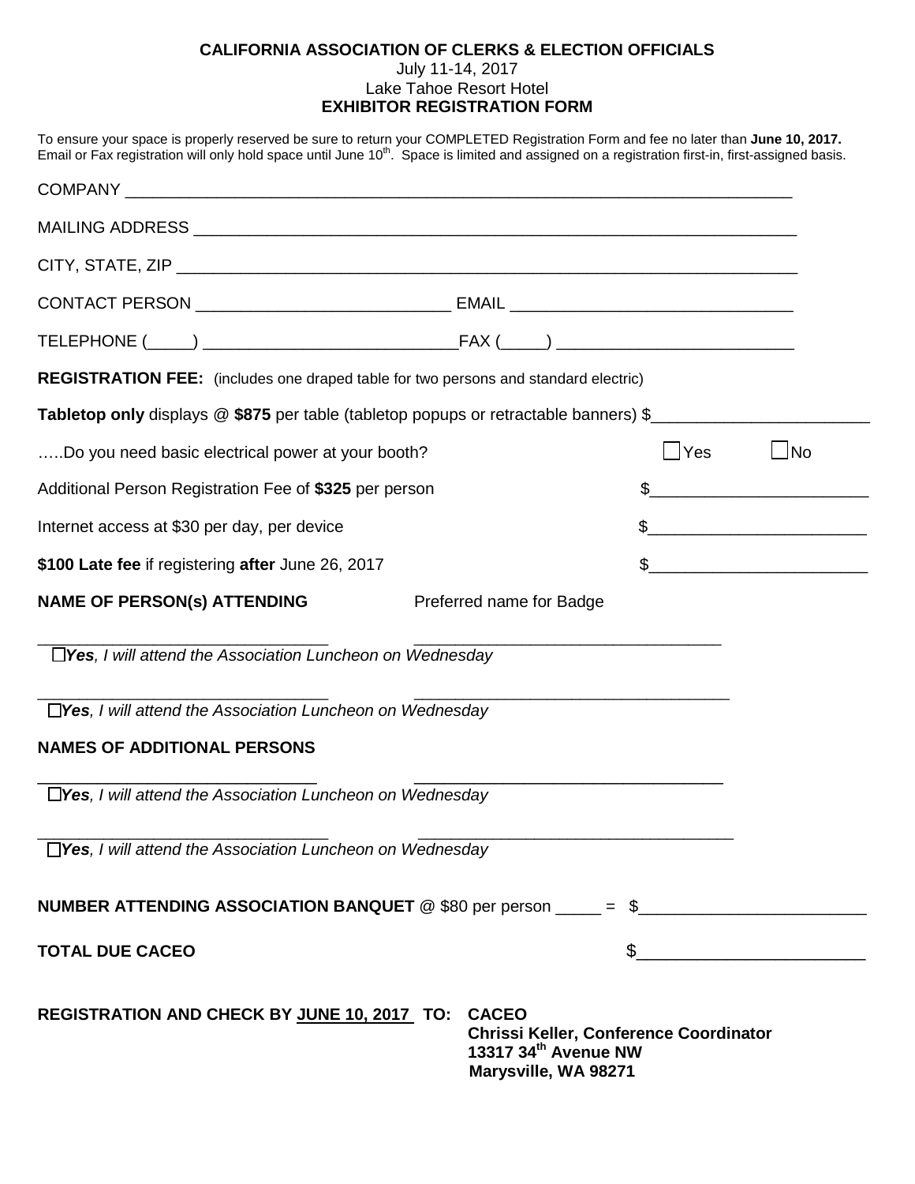**CALIFORNIA ASSOCIATION OF CLERKS & ELECTION OFFICIALS**
July 11-14, 2017
Lake Tahoe Resort Hotel
**EXHIBITOR REGISTRATION FORM**

To ensure your space is properly reserved be sure to return your COMPLETED Registration Form and fee no later than **June 10, 2017.** Email or Fax registration will only hold space until June 10th. Space is limited and assigned on a registration first-in, first-assigned basis.

COMPANY ___________________________________________________________________________

MAILING ADDRESS _____________________________________________________________________

CITY, STATE, ZIP ______________________________________________________________________

CONTACT PERSON ___________________________ EMAIL ______________________________

TELEPHONE (_____) ___________________________FAX (_____) _________________________

**REGISTRATION FEE:** (includes one draped table for two persons and standard electric)

**Tabletop only** displays @ **$875** per table (tabletop popups or retractable banners) $_______________________

…..Do you need basic electrical power at your booth? ☐ Yes ☐ No

Additional Person Registration Fee of **$325** per person $_______________________

Internet access at $30 per day, per device $_______________________

**$100 Late fee** if registering **after** June 26, 2017 $_______________________

**NAME OF PERSON(s) ATTENDING** Preferred name for Badge

_______________________________ _________________________________

☐ ***Yes**, I will attend the Association Luncheon on Wednesday*

_______________________________ _________________________________

☐ ***Yes**, I will attend the Association Luncheon on Wednesday*

**NAMES OF ADDITIONAL PERSONS**

_______________________________ _________________________________

☐ ***Yes**, I will attend the Association Luncheon on Wednesday*

_______________________________ _________________________________

☐ ***Yes**, I will attend the Association Luncheon on Wednesday*

**NUMBER ATTENDING ASSOCIATION BANQUET** @ $80 per person _____ = $_______________________

**TOTAL DUE CACEO** $_______________________

**REGISTRATION AND CHECK BY JUNE 10, 2017 TO: CACEO**
**Chrissi Keller, Conference Coordinator**
**13317 34th Avenue NW**
**Marysville, WA 98271**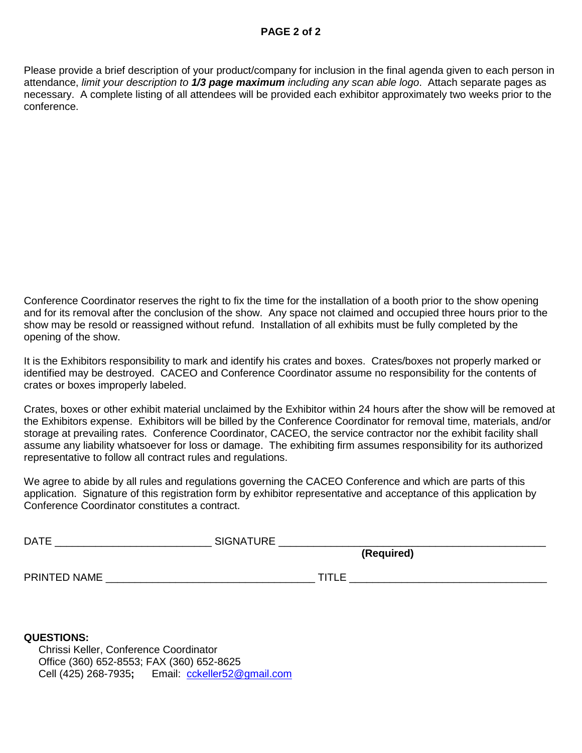Please provide a brief description of your product/company for inclusion in the final agenda given to each person in attendance, *limit your description to **1/3 page maximum** including any scan able logo*. Attach separate pages as necessary. A complete listing of all attendees will be provided each exhibitor approximately two weeks prior to the conference.

Conference Coordinator reserves the right to fix the time for the installation of a booth prior to the show opening and for its removal after the conclusion of the show. Any space not claimed and occupied three hours prior to the show may be resold or reassigned without refund. Installation of all exhibits must be fully completed by the opening of the show.

It is the Exhibitors responsibility to mark and identify his crates and boxes. Crates/boxes not properly marked or identified may be destroyed. CACEO and Conference Coordinator assume no responsibility for the contents of crates or boxes improperly labeled.

Crates, boxes or other exhibit material unclaimed by the Exhibitor within 24 hours after the show will be removed at the Exhibitors expense. Exhibitors will be billed by the Conference Coordinator for removal time, materials, and/or storage at prevailing rates. Conference Coordinator, CACEO, the service contractor nor the exhibit facility shall assume any liability whatsoever for loss or damage. The exhibiting firm assumes responsibility for its authorized representative to follow all contract rules and regulations.

We agree to abide by all rules and regulations governing the CACEO Conference and which are parts of this application. Signature of this registration form by exhibitor representative and acceptance of this application by Conference Coordinator constitutes a contract.

DATE ___________________________ SIGNATURE ______________________________________________
**(Required)**

PRINTED NAME ____________________________________ TITLE __________________________________

**QUESTIONS:**

Chrissi Keller, Conference Coordinator
Office (360) 652-8553; FAX (360) 652-8625
Cell (425) 268-7935**;** Email: cckeller52@gmail.com